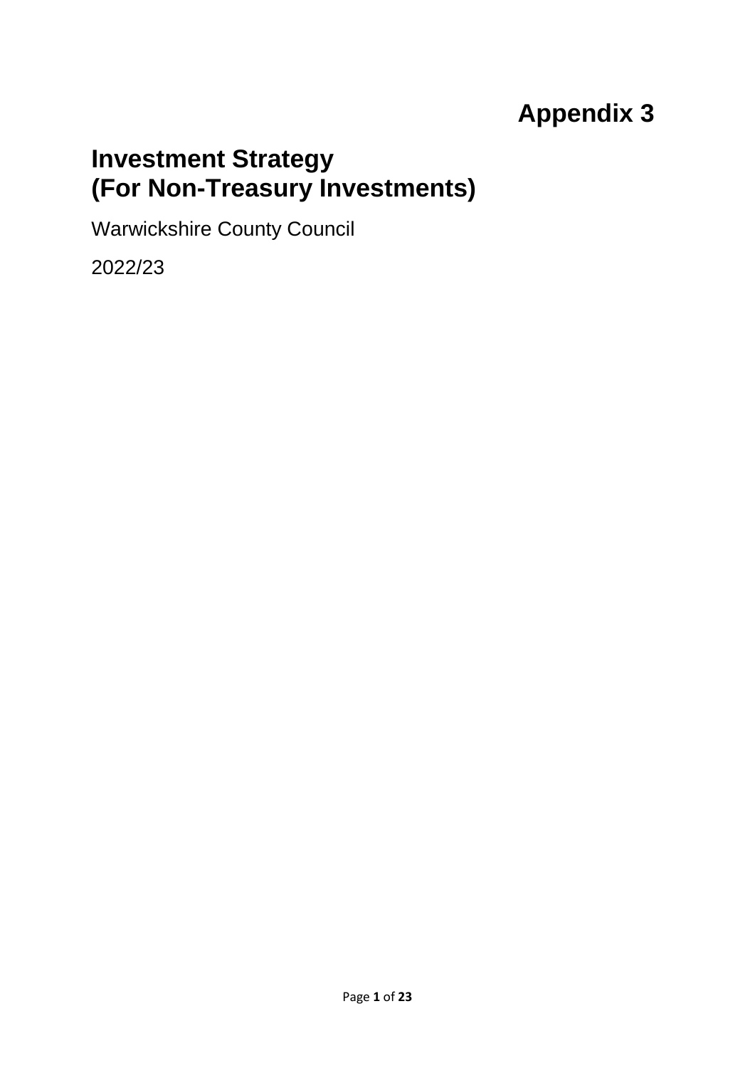**Appendix 3**

# Investment Strategy
# (For Non-Treasury Investments)

Warwickshire County Council

2022/23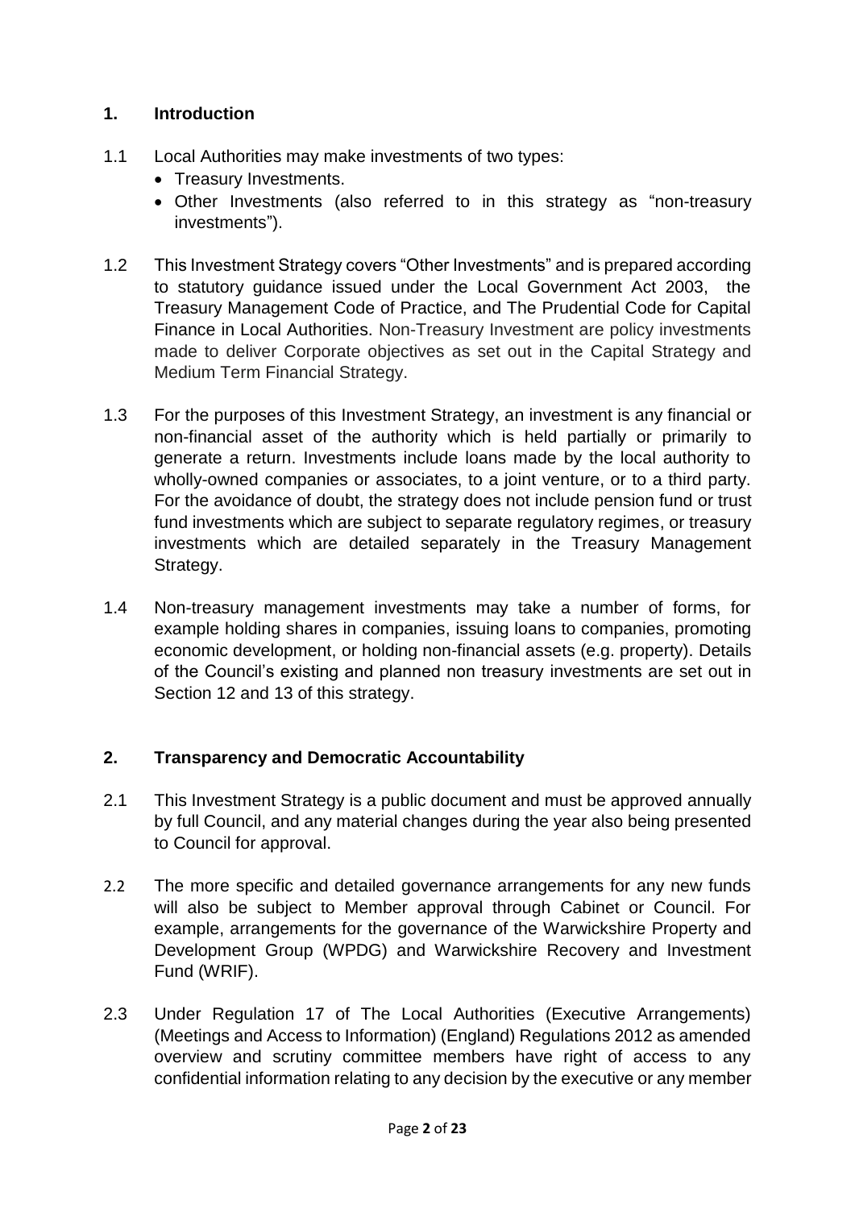## 1. Introduction

1.1 Local Authorities may make investments of two types:

- Treasury Investments.
- Other Investments (also referred to in this strategy as "non-treasury investments").

1.2 This Investment Strategy covers "Other Investments" and is prepared according to statutory guidance issued under the Local Government Act 2003, the Treasury Management Code of Practice, and The Prudential Code for Capital Finance in Local Authorities. Non-Treasury Investment are policy investments made to deliver Corporate objectives as set out in the Capital Strategy and Medium Term Financial Strategy.

1.3 For the purposes of this Investment Strategy, an investment is any financial or non-financial asset of the authority which is held partially or primarily to generate a return. Investments include loans made by the local authority to wholly-owned companies or associates, to a joint venture, or to a third party. For the avoidance of doubt, the strategy does not include pension fund or trust fund investments which are subject to separate regulatory regimes, or treasury investments which are detailed separately in the Treasury Management Strategy.

1.4 Non-treasury management investments may take a number of forms, for example holding shares in companies, issuing loans to companies, promoting economic development, or holding non-financial assets (e.g. property). Details of the Council's existing and planned non treasury investments are set out in Section 12 and 13 of this strategy.

## 2. Transparency and Democratic Accountability

2.1 This Investment Strategy is a public document and must be approved annually by full Council, and any material changes during the year also being presented to Council for approval.

2.2 The more specific and detailed governance arrangements for any new funds will also be subject to Member approval through Cabinet or Council. For example, arrangements for the governance of the Warwickshire Property and Development Group (WPDG) and Warwickshire Recovery and Investment Fund (WRIF).

2.3 Under Regulation 17 of The Local Authorities (Executive Arrangements) (Meetings and Access to Information) (England) Regulations 2012 as amended overview and scrutiny committee members have right of access to any confidential information relating to any decision by the executive or any member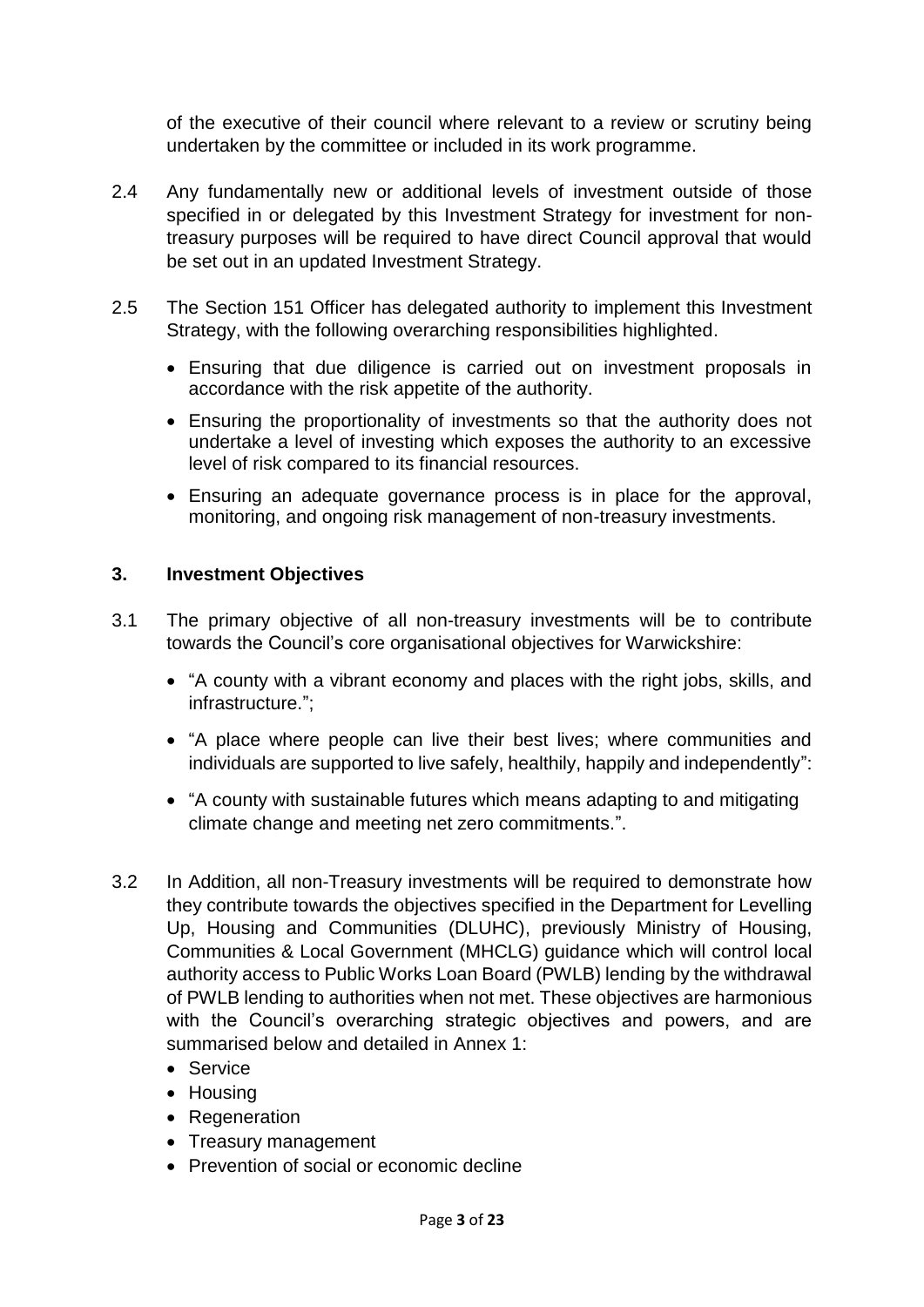of the executive of their council where relevant to a review or scrutiny being undertaken by the committee or included in its work programme.

2.4 Any fundamentally new or additional levels of investment outside of those specified in or delegated by this Investment Strategy for investment for non-treasury purposes will be required to have direct Council approval that would be set out in an updated Investment Strategy.

2.5 The Section 151 Officer has delegated authority to implement this Investment Strategy, with the following overarching responsibilities highlighted.

- Ensuring that due diligence is carried out on investment proposals in accordance with the risk appetite of the authority.
- Ensuring the proportionality of investments so that the authority does not undertake a level of investing which exposes the authority to an excessive level of risk compared to its financial resources.
- Ensuring an adequate governance process is in place for the approval, monitoring, and ongoing risk management of non-treasury investments.

## 3. Investment Objectives

3.1 The primary objective of all non-treasury investments will be to contribute towards the Council's core organisational objectives for Warwickshire:

- "A county with a vibrant economy and places with the right jobs, skills, and infrastructure.";
- "A place where people can live their best lives; where communities and individuals are supported to live safely, healthily, happily and independently":
- "A county with sustainable futures which means adapting to and mitigating climate change and meeting net zero commitments.".

3.2 In Addition, all non-Treasury investments will be required to demonstrate how they contribute towards the objectives specified in the Department for Levelling Up, Housing and Communities (DLUHC), previously Ministry of Housing, Communities & Local Government (MHCLG) guidance which will control local authority access to Public Works Loan Board (PWLB) lending by the withdrawal of PWLB lending to authorities when not met. These objectives are harmonious with the Council's overarching strategic objectives and powers, and are summarised below and detailed in Annex 1:

- Service
- Housing
- Regeneration
- Treasury management
- Prevention of social or economic decline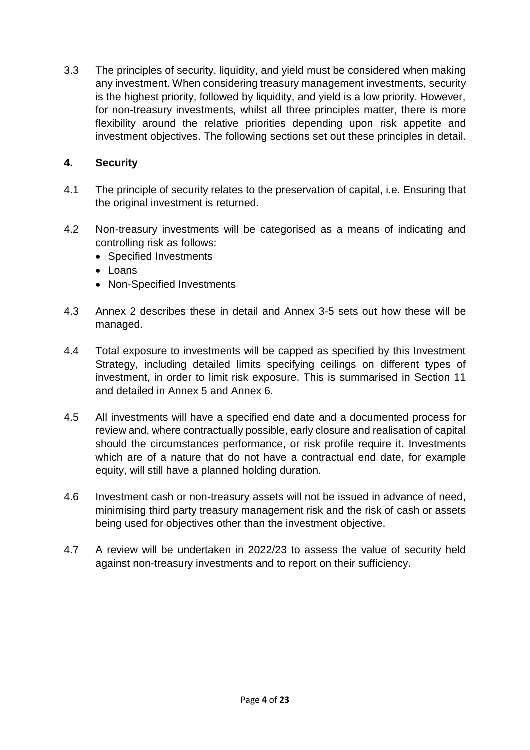3.3 The principles of security, liquidity, and yield must be considered when making any investment. When considering treasury management investments, security is the highest priority, followed by liquidity, and yield is a low priority. However, for non-treasury investments, whilst all three principles matter, there is more flexibility around the relative priorities depending upon risk appetite and investment objectives. The following sections set out these principles in detail.

## 4. Security

4.1 The principle of security relates to the preservation of capital, i.e. Ensuring that the original investment is returned.

4.2 Non-treasury investments will be categorised as a means of indicating and controlling risk as follows:

- Specified Investments
- Loans
- Non-Specified Investments

4.3 Annex 2 describes these in detail and Annex 3-5 sets out how these will be managed.

4.4 Total exposure to investments will be capped as specified by this Investment Strategy, including detailed limits specifying ceilings on different types of investment, in order to limit risk exposure. This is summarised in Section 11 and detailed in Annex 5 and Annex 6.

4.5 All investments will have a specified end date and a documented process for review and, where contractually possible, early closure and realisation of capital should the circumstances performance, or risk profile require it. Investments which are of a nature that do not have a contractual end date, for example equity, will still have a planned holding duration.

4.6 Investment cash or non-treasury assets will not be issued in advance of need, minimising third party treasury management risk and the risk of cash or assets being used for objectives other than the investment objective.

4.7 A review will be undertaken in 2022/23 to assess the value of security held against non-treasury investments and to report on their sufficiency.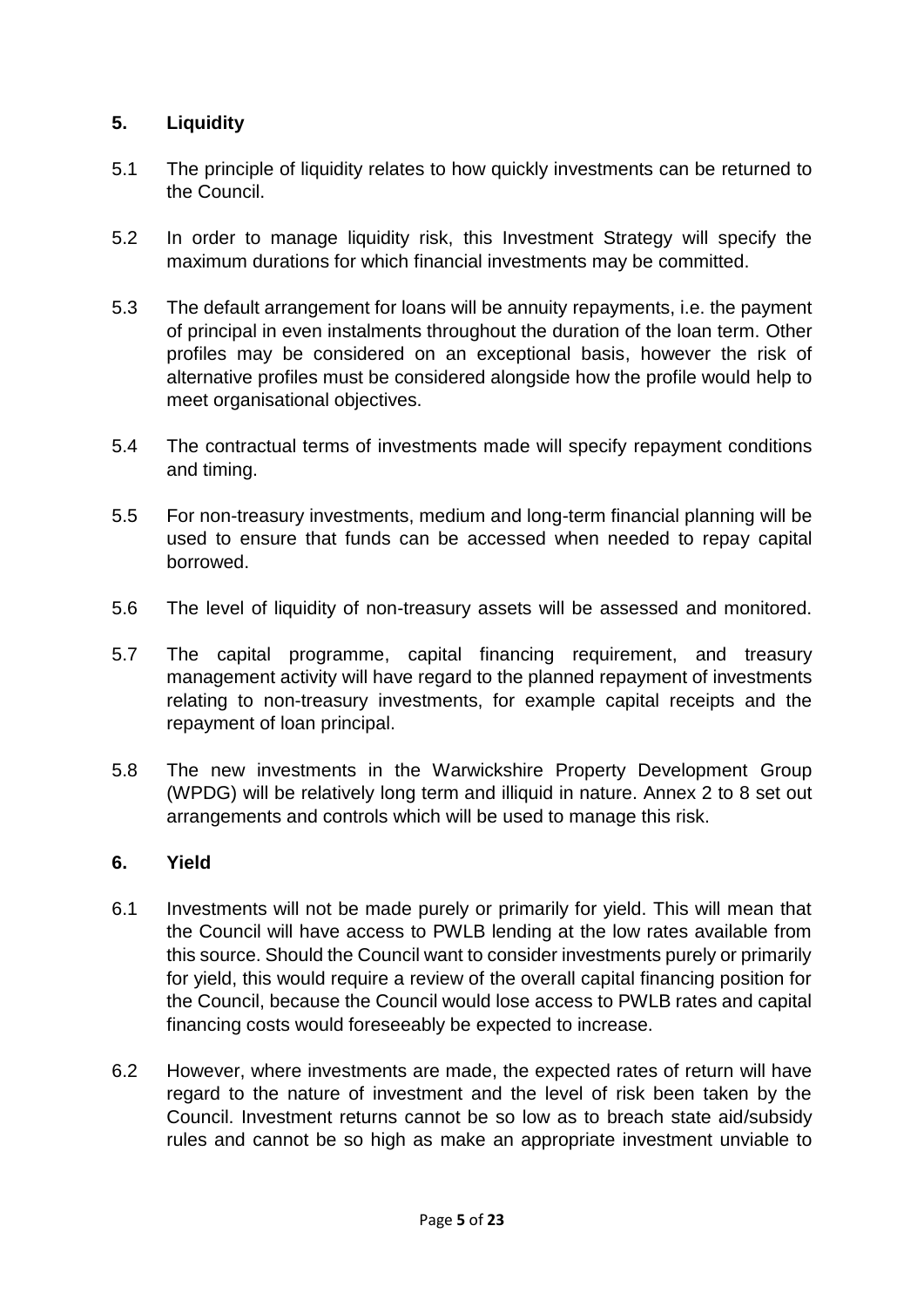## 5. Liquidity

5.1 The principle of liquidity relates to how quickly investments can be returned to the Council.

5.2 In order to manage liquidity risk, this Investment Strategy will specify the maximum durations for which financial investments may be committed.

5.3 The default arrangement for loans will be annuity repayments, i.e. the payment of principal in even instalments throughout the duration of the loan term. Other profiles may be considered on an exceptional basis, however the risk of alternative profiles must be considered alongside how the profile would help to meet organisational objectives.

5.4 The contractual terms of investments made will specify repayment conditions and timing.

5.5 For non-treasury investments, medium and long-term financial planning will be used to ensure that funds can be accessed when needed to repay capital borrowed.

5.6 The level of liquidity of non-treasury assets will be assessed and monitored.

5.7 The capital programme, capital financing requirement, and treasury management activity will have regard to the planned repayment of investments relating to non-treasury investments, for example capital receipts and the repayment of loan principal.

5.8 The new investments in the Warwickshire Property Development Group (WPDG) will be relatively long term and illiquid in nature. Annex 2 to 8 set out arrangements and controls which will be used to manage this risk.

## 6. Yield

6.1 Investments will not be made purely or primarily for yield. This will mean that the Council will have access to PWLB lending at the low rates available from this source. Should the Council want to consider investments purely or primarily for yield, this would require a review of the overall capital financing position for the Council, because the Council would lose access to PWLB rates and capital financing costs would foreseeably be expected to increase.

6.2 However, where investments are made, the expected rates of return will have regard to the nature of investment and the level of risk been taken by the Council. Investment returns cannot be so low as to breach state aid/subsidy rules and cannot be so high as make an appropriate investment unviable to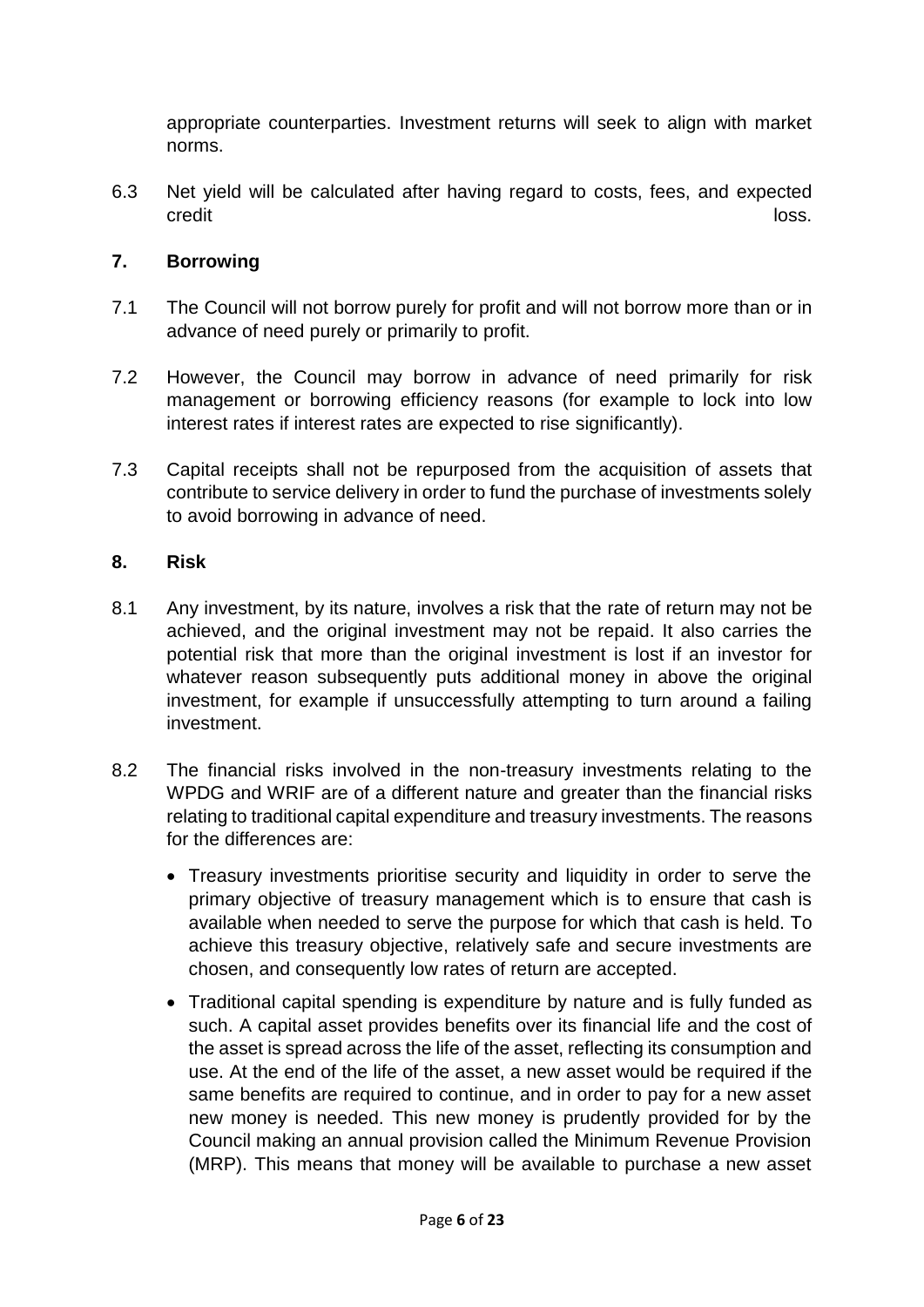appropriate counterparties. Investment returns will seek to align with market norms.

6.3 Net yield will be calculated after having regard to costs, fees, and expected credit loss.

## 7. Borrowing

7.1 The Council will not borrow purely for profit and will not borrow more than or in advance of need purely or primarily to profit.

7.2 However, the Council may borrow in advance of need primarily for risk management or borrowing efficiency reasons (for example to lock into low interest rates if interest rates are expected to rise significantly).

7.3 Capital receipts shall not be repurposed from the acquisition of assets that contribute to service delivery in order to fund the purchase of investments solely to avoid borrowing in advance of need.

## 8. Risk

8.1 Any investment, by its nature, involves a risk that the rate of return may not be achieved, and the original investment may not be repaid. It also carries the potential risk that more than the original investment is lost if an investor for whatever reason subsequently puts additional money in above the original investment, for example if unsuccessfully attempting to turn around a failing investment.

8.2 The financial risks involved in the non-treasury investments relating to the WPDG and WRIF are of a different nature and greater than the financial risks relating to traditional capital expenditure and treasury investments. The reasons for the differences are:

- Treasury investments prioritise security and liquidity in order to serve the primary objective of treasury management which is to ensure that cash is available when needed to serve the purpose for which that cash is held. To achieve this treasury objective, relatively safe and secure investments are chosen, and consequently low rates of return are accepted.
- Traditional capital spending is expenditure by nature and is fully funded as such. A capital asset provides benefits over its financial life and the cost of the asset is spread across the life of the asset, reflecting its consumption and use. At the end of the life of the asset, a new asset would be required if the same benefits are required to continue, and in order to pay for a new asset new money is needed. This new money is prudently provided for by the Council making an annual provision called the Minimum Revenue Provision (MRP). This means that money will be available to purchase a new asset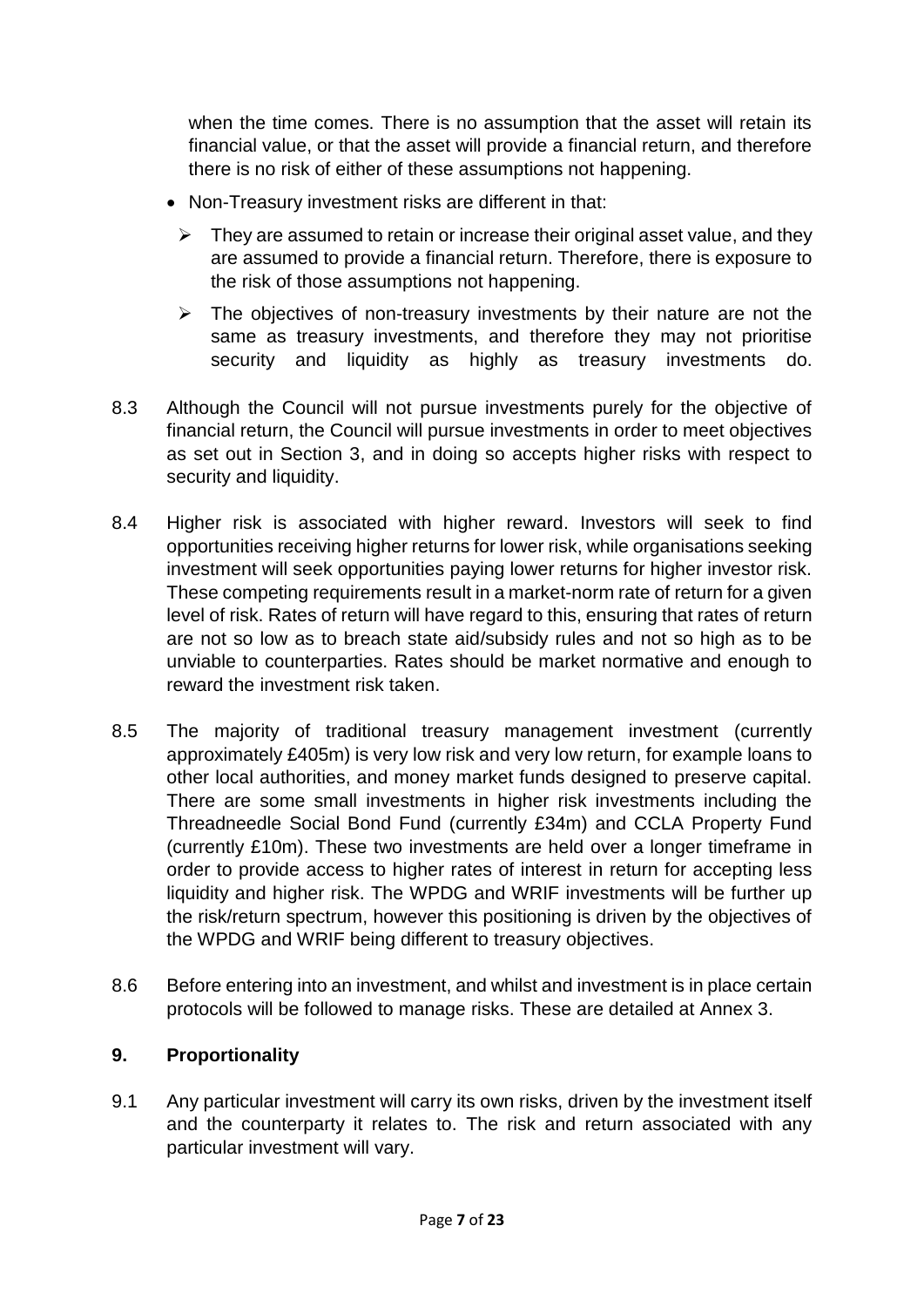when the time comes. There is no assumption that the asset will retain its financial value, or that the asset will provide a financial return, and therefore there is no risk of either of these assumptions not happening.

- Non-Treasury investment risks are different in that:
  - They are assumed to retain or increase their original asset value, and they are assumed to provide a financial return. Therefore, there is exposure to the risk of those assumptions not happening.
  - The objectives of non-treasury investments by their nature are not the same as treasury investments, and therefore they may not prioritise security and liquidity as highly as treasury investments do.

8.3 Although the Council will not pursue investments purely for the objective of financial return, the Council will pursue investments in order to meet objectives as set out in Section 3, and in doing so accepts higher risks with respect to security and liquidity.

8.4 Higher risk is associated with higher reward. Investors will seek to find opportunities receiving higher returns for lower risk, while organisations seeking investment will seek opportunities paying lower returns for higher investor risk. These competing requirements result in a market-norm rate of return for a given level of risk. Rates of return will have regard to this, ensuring that rates of return are not so low as to breach state aid/subsidy rules and not so high as to be unviable to counterparties. Rates should be market normative and enough to reward the investment risk taken.

8.5 The majority of traditional treasury management investment (currently approximately £405m) is very low risk and very low return, for example loans to other local authorities, and money market funds designed to preserve capital. There are some small investments in higher risk investments including the Threadneedle Social Bond Fund (currently £34m) and CCLA Property Fund (currently £10m). These two investments are held over a longer timeframe in order to provide access to higher rates of interest in return for accepting less liquidity and higher risk. The WPDG and WRIF investments will be further up the risk/return spectrum, however this positioning is driven by the objectives of the WPDG and WRIF being different to treasury objectives.

8.6 Before entering into an investment, and whilst and investment is in place certain protocols will be followed to manage risks. These are detailed at Annex 3.

## 9. Proportionality

9.1 Any particular investment will carry its own risks, driven by the investment itself and the counterparty it relates to. The risk and return associated with any particular investment will vary.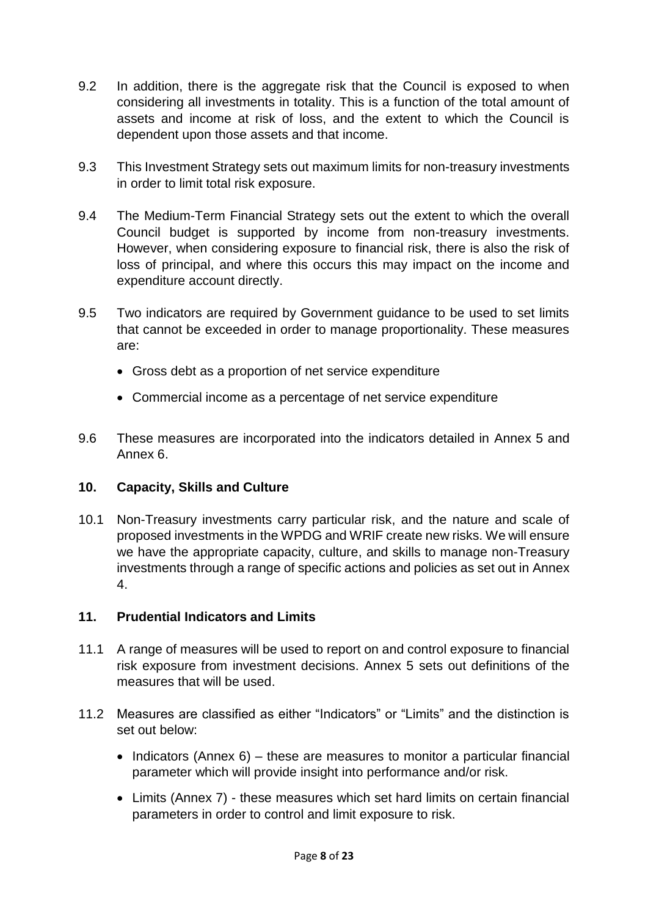9.2 In addition, there is the aggregate risk that the Council is exposed to when considering all investments in totality. This is a function of the total amount of assets and income at risk of loss, and the extent to which the Council is dependent upon those assets and that income.

9.3 This Investment Strategy sets out maximum limits for non-treasury investments in order to limit total risk exposure.

9.4 The Medium-Term Financial Strategy sets out the extent to which the overall Council budget is supported by income from non-treasury investments. However, when considering exposure to financial risk, there is also the risk of loss of principal, and where this occurs this may impact on the income and expenditure account directly.

9.5 Two indicators are required by Government guidance to be used to set limits that cannot be exceeded in order to manage proportionality. These measures are:

- Gross debt as a proportion of net service expenditure
- Commercial income as a percentage of net service expenditure

9.6 These measures are incorporated into the indicators detailed in Annex 5 and Annex 6.

## 10. Capacity, Skills and Culture

10.1 Non-Treasury investments carry particular risk, and the nature and scale of proposed investments in the WPDG and WRIF create new risks. We will ensure we have the appropriate capacity, culture, and skills to manage non-Treasury investments through a range of specific actions and policies as set out in Annex 4.

## 11. Prudential Indicators and Limits

11.1 A range of measures will be used to report on and control exposure to financial risk exposure from investment decisions. Annex 5 sets out definitions of the measures that will be used.

11.2 Measures are classified as either "Indicators" or "Limits" and the distinction is set out below:

- Indicators (Annex 6) – these are measures to monitor a particular financial parameter which will provide insight into performance and/or risk.
- Limits (Annex 7) - these measures which set hard limits on certain financial parameters in order to control and limit exposure to risk.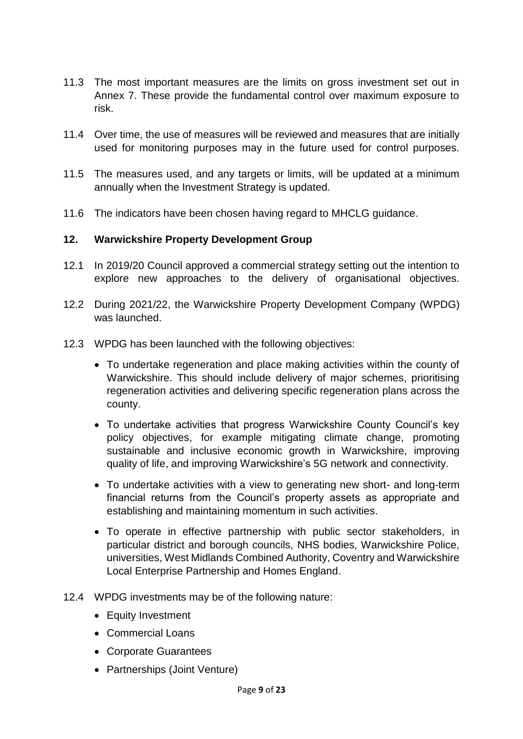11.3 The most important measures are the limits on gross investment set out in Annex 7. These provide the fundamental control over maximum exposure to risk.

11.4 Over time, the use of measures will be reviewed and measures that are initially used for monitoring purposes may in the future used for control purposes.

11.5 The measures used, and any targets or limits, will be updated at a minimum annually when the Investment Strategy is updated.

11.6 The indicators have been chosen having regard to MHCLG guidance.

## 12. Warwickshire Property Development Group

12.1 In 2019/20 Council approved a commercial strategy setting out the intention to explore new approaches to the delivery of organisational objectives.

12.2 During 2021/22, the Warwickshire Property Development Company (WPDG) was launched.

12.3 WPDG has been launched with the following objectives:

- To undertake regeneration and place making activities within the county of Warwickshire. This should include delivery of major schemes, prioritising regeneration activities and delivering specific regeneration plans across the county.
- To undertake activities that progress Warwickshire County Council's key policy objectives, for example mitigating climate change, promoting sustainable and inclusive economic growth in Warwickshire, improving quality of life, and improving Warwickshire's 5G network and connectivity.
- To undertake activities with a view to generating new short- and long-term financial returns from the Council's property assets as appropriate and establishing and maintaining momentum in such activities.
- To operate in effective partnership with public sector stakeholders, in particular district and borough councils, NHS bodies, Warwickshire Police, universities, West Midlands Combined Authority, Coventry and Warwickshire Local Enterprise Partnership and Homes England.

12.4 WPDG investments may be of the following nature:

- Equity Investment
- Commercial Loans
- Corporate Guarantees
- Partnerships (Joint Venture)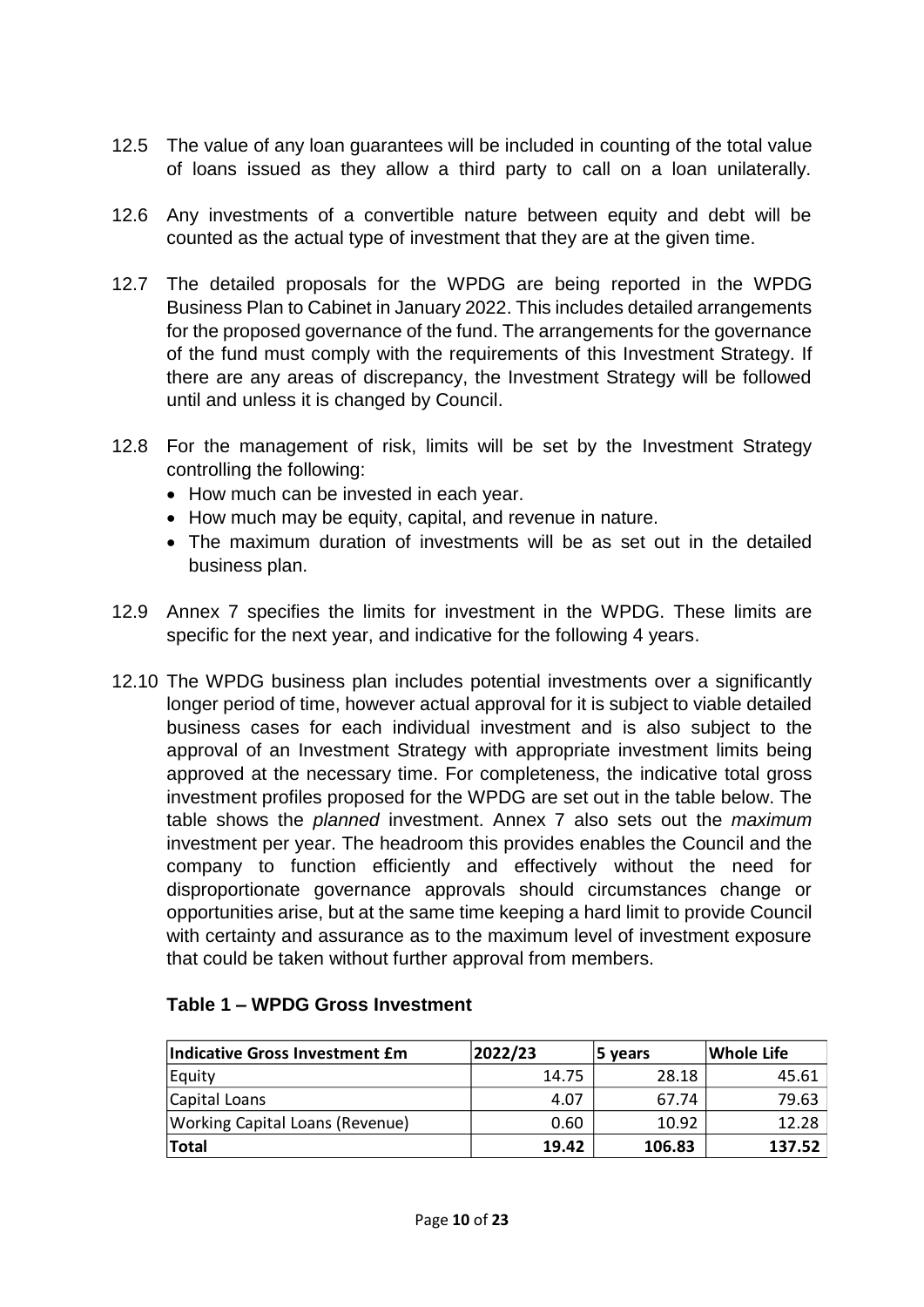12.5 The value of any loan guarantees will be included in counting of the total value of loans issued as they allow a third party to call on a loan unilaterally.

12.6 Any investments of a convertible nature between equity and debt will be counted as the actual type of investment that they are at the given time.

12.7 The detailed proposals for the WPDG are being reported in the WPDG Business Plan to Cabinet in January 2022. This includes detailed arrangements for the proposed governance of the fund. The arrangements for the governance of the fund must comply with the requirements of this Investment Strategy. If there are any areas of discrepancy, the Investment Strategy will be followed until and unless it is changed by Council.

12.8 For the management of risk, limits will be set by the Investment Strategy controlling the following:

- How much can be invested in each year.
- How much may be equity, capital, and revenue in nature.
- The maximum duration of investments will be as set out in the detailed business plan.

12.9 Annex 7 specifies the limits for investment in the WPDG. These limits are specific for the next year, and indicative for the following 4 years.

12.10 The WPDG business plan includes potential investments over a significantly longer period of time, however actual approval for it is subject to viable detailed business cases for each individual investment and is also subject to the approval of an Investment Strategy with appropriate investment limits being approved at the necessary time. For completeness, the indicative total gross investment profiles proposed for the WPDG are set out in the table below. The table shows the *planned* investment. Annex 7 also sets out the *maximum* investment per year. The headroom this provides enables the Council and the company to function efficiently and effectively without the need for disproportionate governance approvals should circumstances change or opportunities arise, but at the same time keeping a hard limit to provide Council with certainty and assurance as to the maximum level of investment exposure that could be taken without further approval from members.

**Table 1 – WPDG Gross Investment**

| Indicative Gross Investment £m | 2022/23 | 5 years | Whole Life |
|---|---|---|---|
| Equity | 14.75 | 28.18 | 45.61 |
| Capital Loans | 4.07 | 67.74 | 79.63 |
| Working Capital Loans (Revenue) | 0.60 | 10.92 | 12.28 |
| **Total** | **19.42** | **106.83** | **137.52** |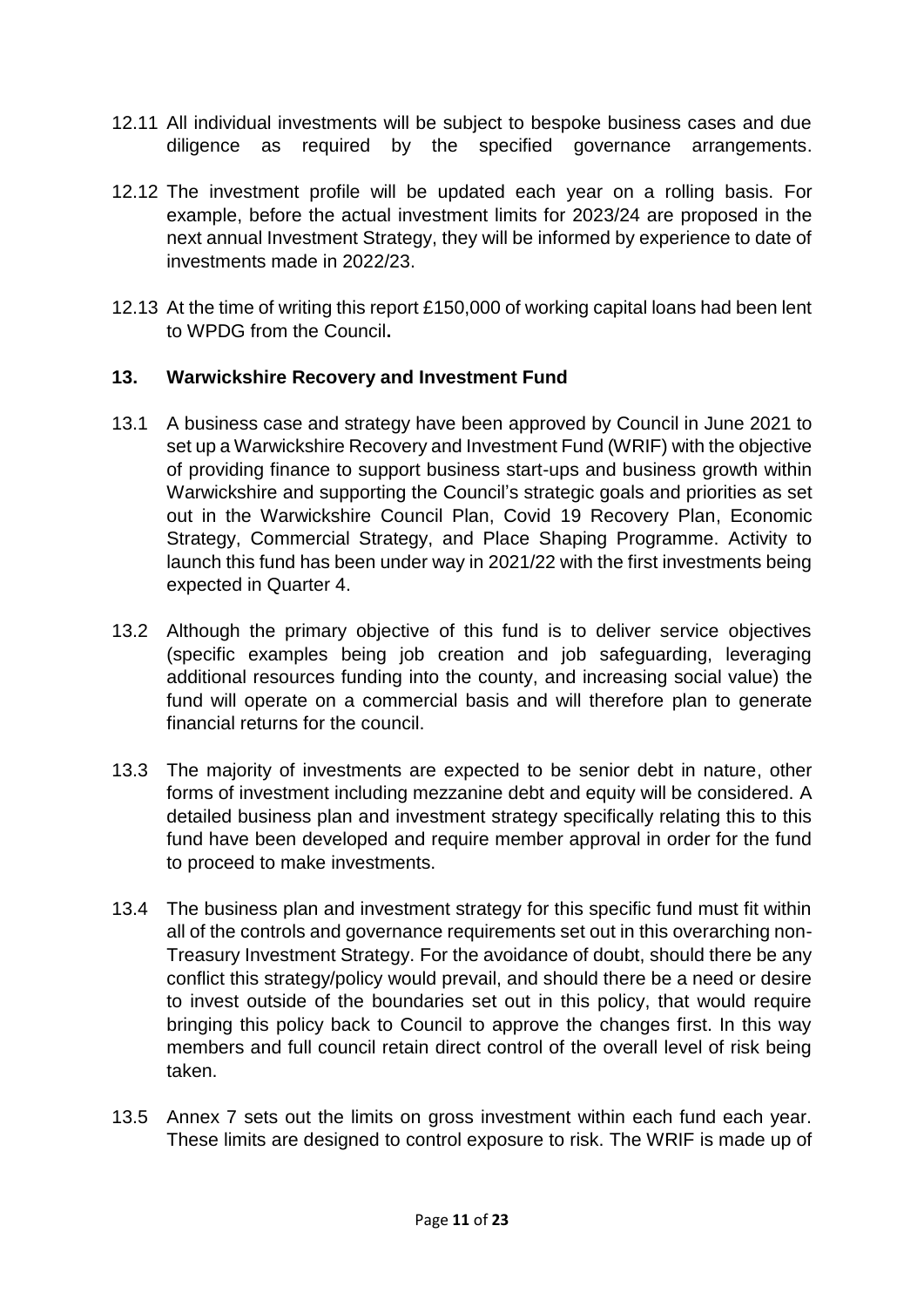12.11 All individual investments will be subject to bespoke business cases and due diligence as required by the specified governance arrangements.

12.12 The investment profile will be updated each year on a rolling basis. For example, before the actual investment limits for 2023/24 are proposed in the next annual Investment Strategy, they will be informed by experience to date of investments made in 2022/23.

12.13 At the time of writing this report £150,000 of working capital loans had been lent to WPDG from the Council**.**

## 13. Warwickshire Recovery and Investment Fund

13.1 A business case and strategy have been approved by Council in June 2021 to set up a Warwickshire Recovery and Investment Fund (WRIF) with the objective of providing finance to support business start-ups and business growth within Warwickshire and supporting the Council's strategic goals and priorities as set out in the Warwickshire Council Plan, Covid 19 Recovery Plan, Economic Strategy, Commercial Strategy, and Place Shaping Programme. Activity to launch this fund has been under way in 2021/22 with the first investments being expected in Quarter 4.

13.2 Although the primary objective of this fund is to deliver service objectives (specific examples being job creation and job safeguarding, leveraging additional resources funding into the county, and increasing social value) the fund will operate on a commercial basis and will therefore plan to generate financial returns for the council.

13.3 The majority of investments are expected to be senior debt in nature, other forms of investment including mezzanine debt and equity will be considered. A detailed business plan and investment strategy specifically relating this to this fund have been developed and require member approval in order for the fund to proceed to make investments.

13.4 The business plan and investment strategy for this specific fund must fit within all of the controls and governance requirements set out in this overarching non-Treasury Investment Strategy. For the avoidance of doubt, should there be any conflict this strategy/policy would prevail, and should there be a need or desire to invest outside of the boundaries set out in this policy, that would require bringing this policy back to Council to approve the changes first. In this way members and full council retain direct control of the overall level of risk being taken.

13.5 Annex 7 sets out the limits on gross investment within each fund each year. These limits are designed to control exposure to risk. The WRIF is made up of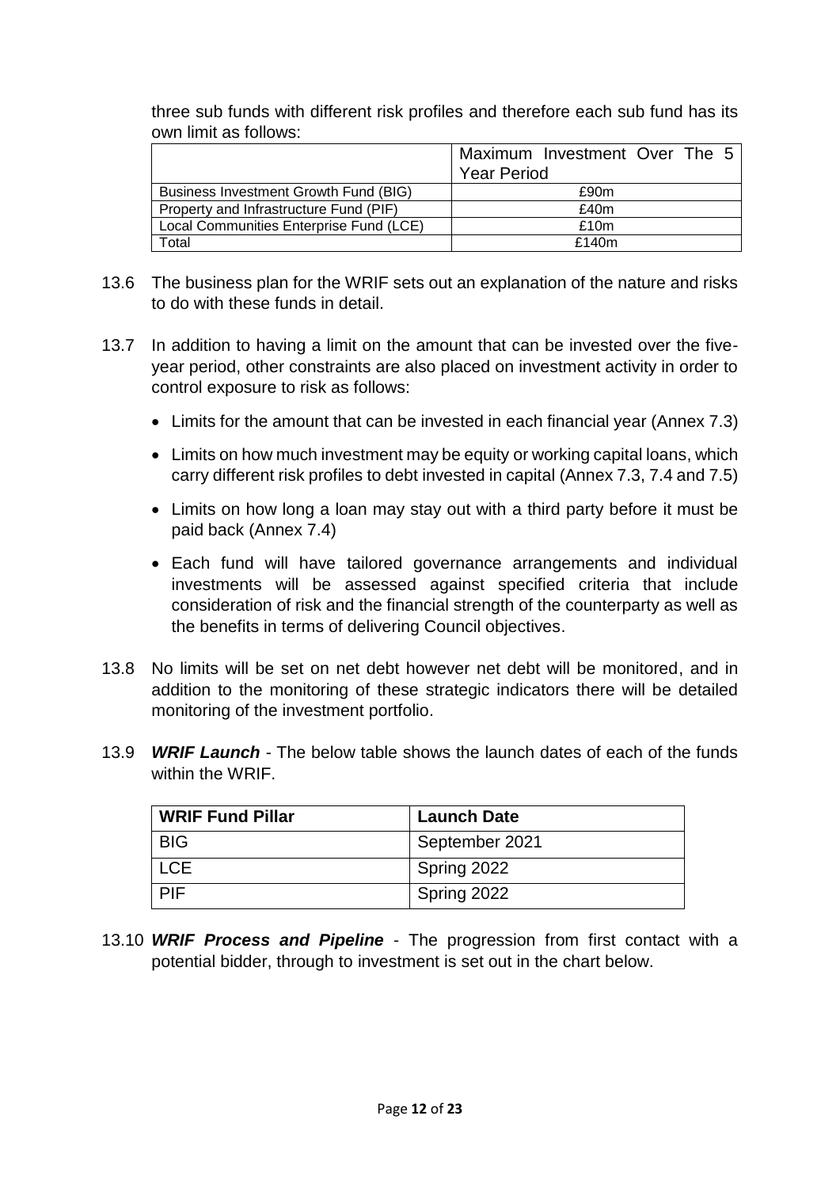three sub funds with different risk profiles and therefore each sub fund has its own limit as follows:

| | Maximum Investment Over The 5 Year Period |
|---|---|
| Business Investment Growth Fund (BIG) | £90m |
| Property and Infrastructure Fund (PIF) | £40m |
| Local Communities Enterprise Fund (LCE) | £10m |
| Total | £140m |

13.6 The business plan for the WRIF sets out an explanation of the nature and risks to do with these funds in detail.

13.7 In addition to having a limit on the amount that can be invested over the five-year period, other constraints are also placed on investment activity in order to control exposure to risk as follows:

- Limits for the amount that can be invested in each financial year (Annex 7.3)
- Limits on how much investment may be equity or working capital loans, which carry different risk profiles to debt invested in capital (Annex 7.3, 7.4 and 7.5)
- Limits on how long a loan may stay out with a third party before it must be paid back (Annex 7.4)
- Each fund will have tailored governance arrangements and individual investments will be assessed against specified criteria that include consideration of risk and the financial strength of the counterparty as well as the benefits in terms of delivering Council objectives.

13.8 No limits will be set on net debt however net debt will be monitored, and in addition to the monitoring of these strategic indicators there will be detailed monitoring of the investment portfolio.

13.9 ***WRIF Launch*** - The below table shows the launch dates of each of the funds within the WRIF.

| WRIF Fund Pillar | Launch Date |
|---|---|
| BIG | September 2021 |
| LCE | Spring 2022 |
| PIF | Spring 2022 |

13.10 ***WRIF Process and Pipeline*** - The progression from first contact with a potential bidder, through to investment is set out in the chart below.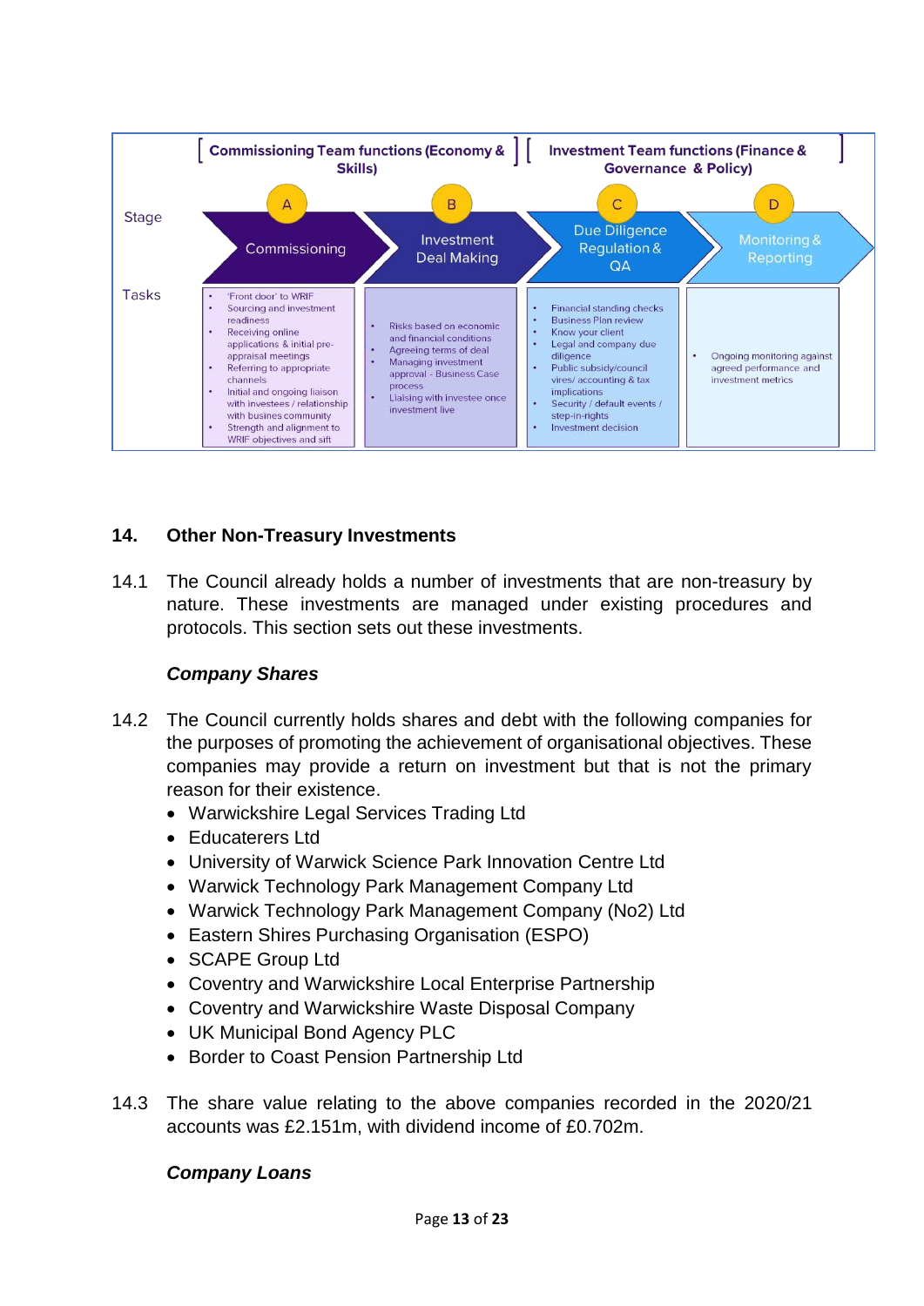| | Commissioning Team functions (Economy & Skills) | | Investment Team functions (Finance & Governance & Policy) | |
|---|---|---|---|---|
| Stage | A Commissioning | B Investment Deal Making | C Due Diligence Regulation & QA | D Monitoring & Reporting |
| Tasks | • 'Front door' to WRIF<br>• Sourcing and investment readiness<br>• Receiving online applications & initial pre-appraisal meetings<br>• Referring to appropriate channels<br>• Initial and ongoing liaison with investees / relationship with busines community<br>• Strength and alignment to WRIF objectives and sift | • Risks based on economic and financial conditions<br>• Agreeing terms of deal<br>• Managing investment approval - Business Case process<br>• Liaising with investee once investment live | • Financial standing checks<br>• Business Plan review<br>• Know your client<br>• Legal and company due diligence<br>• Public subsidy/council vires/ accounting & tax implications<br>• Security / default events / step-in-rights<br>• Investment decision | • Ongoing monitoring against agreed performance and investment metrics |

## 14. Other Non-Treasury Investments

14.1 The Council already holds a number of investments that are non-treasury by nature. These investments are managed under existing procedures and protocols. This section sets out these investments.

***Company Shares***

14.2 The Council currently holds shares and debt with the following companies for the purposes of promoting the achievement of organisational objectives. These companies may provide a return on investment but that is not the primary reason for their existence.

- Warwickshire Legal Services Trading Ltd
- Educaterers Ltd
- University of Warwick Science Park Innovation Centre Ltd
- Warwick Technology Park Management Company Ltd
- Warwick Technology Park Management Company (No2) Ltd
- Eastern Shires Purchasing Organisation (ESPO)
- SCAPE Group Ltd
- Coventry and Warwickshire Local Enterprise Partnership
- Coventry and Warwickshire Waste Disposal Company
- UK Municipal Bond Agency PLC
- Border to Coast Pension Partnership Ltd

14.3 The share value relating to the above companies recorded in the 2020/21 accounts was £2.151m, with dividend income of £0.702m.

***Company Loans***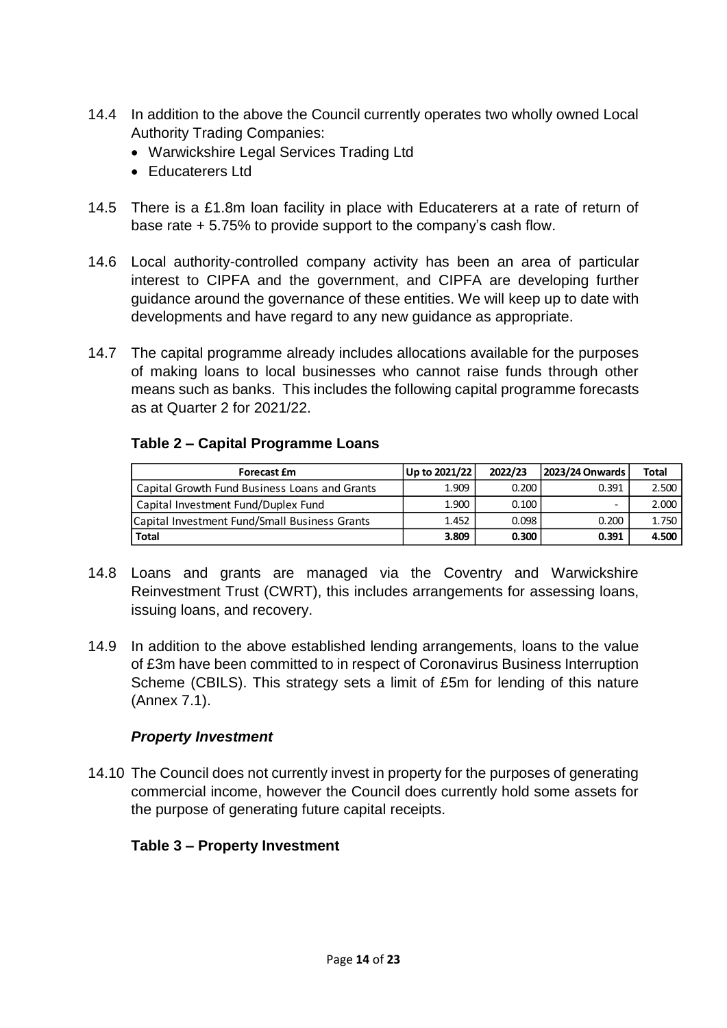14.4 In addition to the above the Council currently operates two wholly owned Local Authority Trading Companies:

- Warwickshire Legal Services Trading Ltd
- Educaterers Ltd

14.5 There is a £1.8m loan facility in place with Educaterers at a rate of return of base rate + 5.75% to provide support to the company's cash flow.

14.6 Local authority-controlled company activity has been an area of particular interest to CIPFA and the government, and CIPFA are developing further guidance around the governance of these entities. We will keep up to date with developments and have regard to any new guidance as appropriate.

14.7 The capital programme already includes allocations available for the purposes of making loans to local businesses who cannot raise funds through other means such as banks. This includes the following capital programme forecasts as at Quarter 2 for 2021/22.

**Table 2 – Capital Programme Loans**

| Forecast £m | Up to 2021/22 | 2022/23 | 2023/24 Onwards | Total |
|---|---|---|---|---|
| Capital Growth Fund Business Loans and Grants | 1.909 | 0.200 | 0.391 | 2.500 |
| Capital Investment Fund/Duplex Fund | 1.900 | 0.100 | - | 2.000 |
| Capital Investment Fund/Small Business Grants | 1.452 | 0.098 | 0.200 | 1.750 |
| **Total** | **3.809** | **0.300** | **0.391** | **4.500** |

14.8 Loans and grants are managed via the Coventry and Warwickshire Reinvestment Trust (CWRT), this includes arrangements for assessing loans, issuing loans, and recovery.

14.9 In addition to the above established lending arrangements, loans to the value of £3m have been committed to in respect of Coronavirus Business Interruption Scheme (CBILS). This strategy sets a limit of £5m for lending of this nature (Annex 7.1).

### *Property Investment*

14.10 The Council does not currently invest in property for the purposes of generating commercial income, however the Council does currently hold some assets for the purpose of generating future capital receipts.

**Table 3 – Property Investment**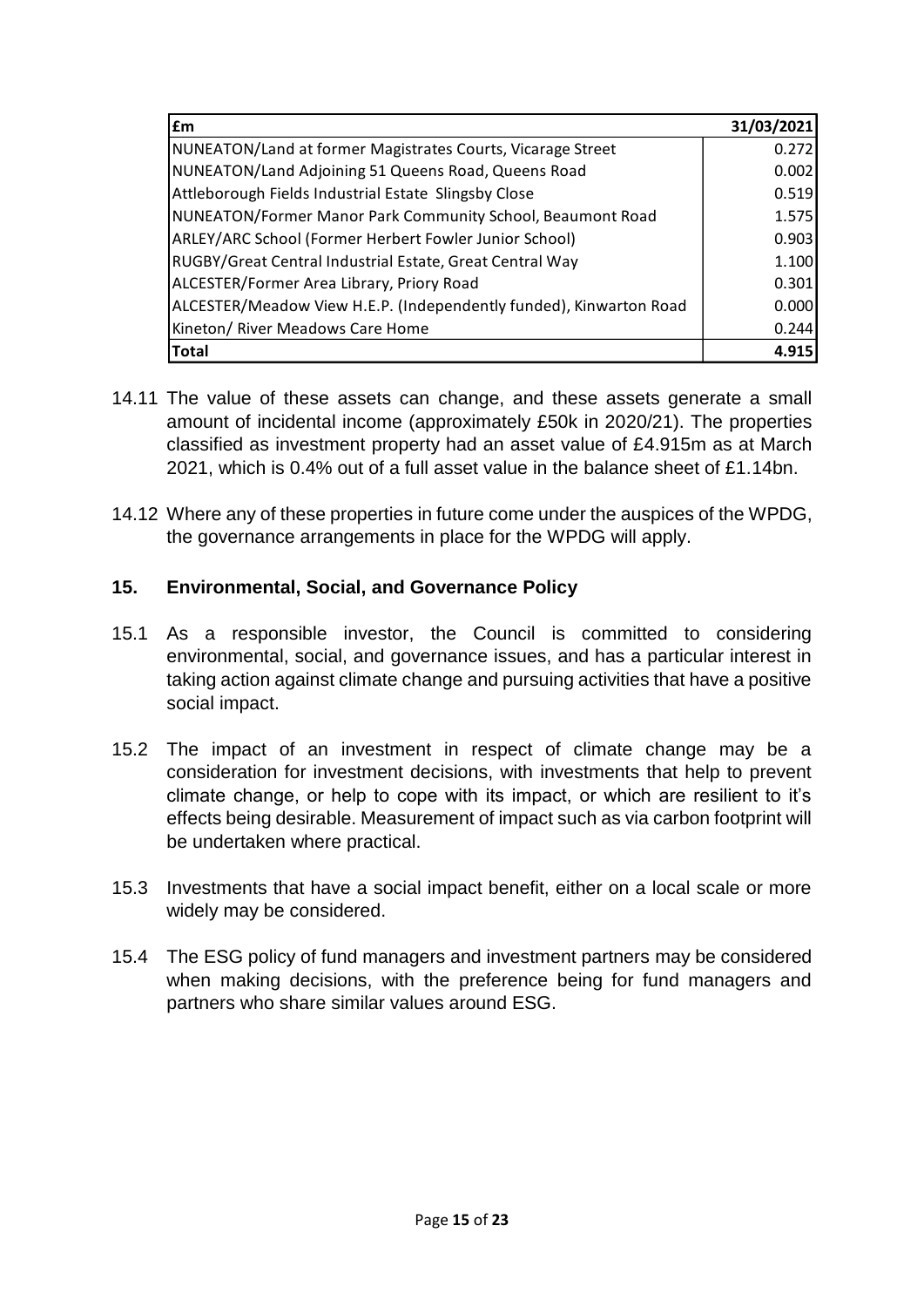| £m | 31/03/2021 |
|---|---|
| NUNEATON/Land at former Magistrates Courts, Vicarage Street | 0.272 |
| NUNEATON/Land Adjoining 51 Queens Road, Queens Road | 0.002 |
| Attleborough Fields Industrial Estate Slingsby Close | 0.519 |
| NUNEATON/Former Manor Park Community School, Beaumont Road | 1.575 |
| ARLEY/ARC School (Former Herbert Fowler Junior School) | 0.903 |
| RUGBY/Great Central Industrial Estate, Great Central Way | 1.100 |
| ALCESTER/Former Area Library, Priory Road | 0.301 |
| ALCESTER/Meadow View H.E.P. (Independently funded), Kinwarton Road | 0.000 |
| Kineton/ River Meadows Care Home | 0.244 |
| **Total** | **4.915** |

14.11 The value of these assets can change, and these assets generate a small amount of incidental income (approximately £50k in 2020/21). The properties classified as investment property had an asset value of £4.915m as at March 2021, which is 0.4% out of a full asset value in the balance sheet of £1.14bn.

14.12 Where any of these properties in future come under the auspices of the WPDG, the governance arrangements in place for the WPDG will apply.

## 15. Environmental, Social, and Governance Policy

15.1 As a responsible investor, the Council is committed to considering environmental, social, and governance issues, and has a particular interest in taking action against climate change and pursuing activities that have a positive social impact.

15.2 The impact of an investment in respect of climate change may be a consideration for investment decisions, with investments that help to prevent climate change, or help to cope with its impact, or which are resilient to it's effects being desirable. Measurement of impact such as via carbon footprint will be undertaken where practical.

15.3 Investments that have a social impact benefit, either on a local scale or more widely may be considered.

15.4 The ESG policy of fund managers and investment partners may be considered when making decisions, with the preference being for fund managers and partners who share similar values around ESG.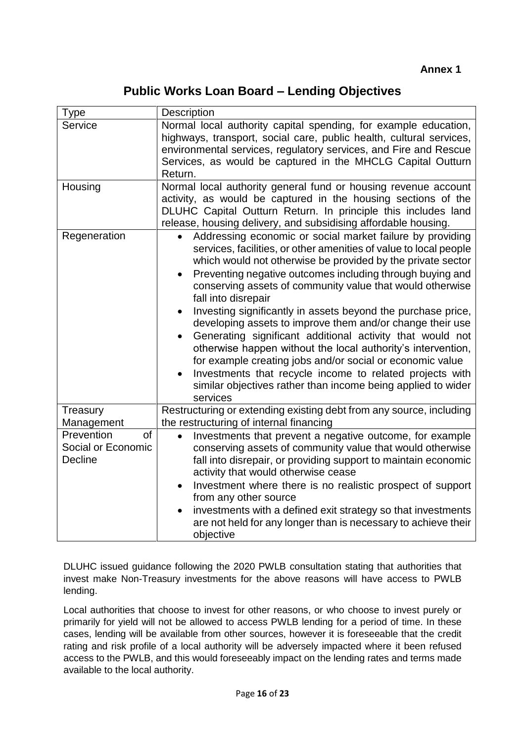**Annex 1**

# Public Works Loan Board – Lending Objectives

| Type | Description |
|---|---|
| Service | Normal local authority capital spending, for example education, highways, transport, social care, public health, cultural services, environmental services, regulatory services, and Fire and Rescue Services, as would be captured in the MHCLG Capital Outturn Return. |
| Housing | Normal local authority general fund or housing revenue account activity, as would be captured in the housing sections of the DLUHC Capital Outturn Return. In principle this includes land release, housing delivery, and subsidising affordable housing. |
| Regeneration | • Addressing economic or social market failure by providing services, facilities, or other amenities of value to local people which would not otherwise be provided by the private sector<br>• Preventing negative outcomes including through buying and conserving assets of community value that would otherwise fall into disrepair<br>• Investing significantly in assets beyond the purchase price, developing assets to improve them and/or change their use<br>• Generating significant additional activity that would not otherwise happen without the local authority's intervention, for example creating jobs and/or social or economic value<br>• Investments that recycle income to related projects with similar objectives rather than income being applied to wider services |
| Treasury Management | Restructuring or extending existing debt from any source, including the restructuring of internal financing |
| Prevention of Social or Economic Decline | • Investments that prevent a negative outcome, for example conserving assets of community value that would otherwise fall into disrepair, or providing support to maintain economic activity that would otherwise cease<br>• Investment where there is no realistic prospect of support from any other source<br>• investments with a defined exit strategy so that investments are not held for any longer than is necessary to achieve their objective |

DLUHC issued guidance following the 2020 PWLB consultation stating that authorities that invest make Non-Treasury investments for the above reasons will have access to PWLB lending.

Local authorities that choose to invest for other reasons, or who choose to invest purely or primarily for yield will not be allowed to access PWLB lending for a period of time. In these cases, lending will be available from other sources, however it is foreseeable that the credit rating and risk profile of a local authority will be adversely impacted where it been refused access to the PWLB, and this would foreseeably impact on the lending rates and terms made available to the local authority.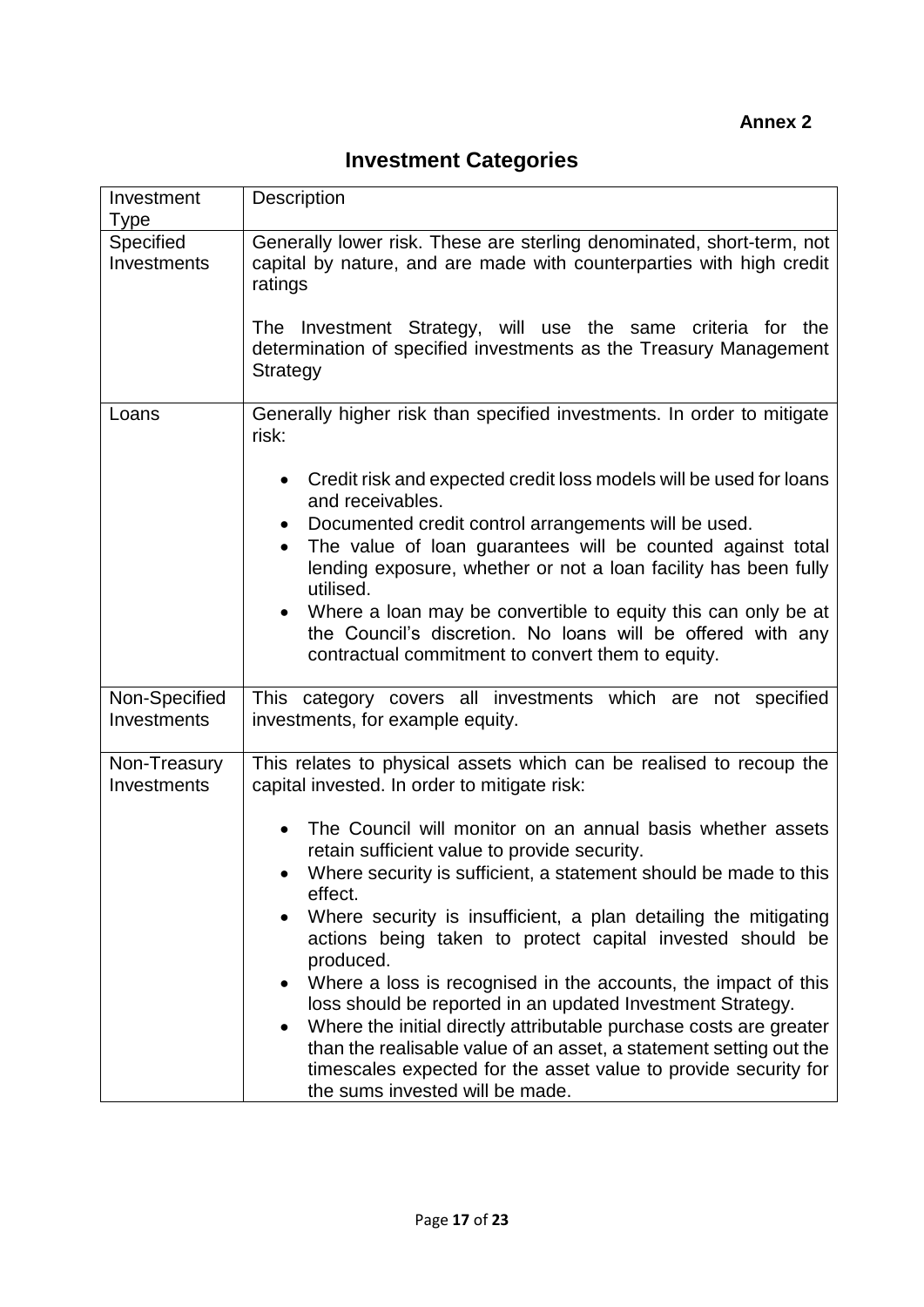**Annex 2**

# Investment Categories

| Investment Type | Description |
|---|---|
| Specified Investments | Generally lower risk. These are sterling denominated, short-term, not capital by nature, and are made with counterparties with high credit ratings<br><br>The Investment Strategy, will use the same criteria for the determination of specified investments as the Treasury Management Strategy |
| Loans | Generally higher risk than specified investments. In order to mitigate risk:<br><br>• Credit risk and expected credit loss models will be used for loans and receivables.<br>• Documented credit control arrangements will be used.<br>• The value of loan guarantees will be counted against total lending exposure, whether or not a loan facility has been fully utilised.<br>• Where a loan may be convertible to equity this can only be at the Council's discretion. No loans will be offered with any contractual commitment to convert them to equity. |
| Non-Specified Investments | This category covers all investments which are not specified investments, for example equity. |
| Non-Treasury Investments | This relates to physical assets which can be realised to recoup the capital invested. In order to mitigate risk:<br><br>• The Council will monitor on an annual basis whether assets retain sufficient value to provide security.<br>• Where security is sufficient, a statement should be made to this effect.<br>• Where security is insufficient, a plan detailing the mitigating actions being taken to protect capital invested should be produced.<br>• Where a loss is recognised in the accounts, the impact of this loss should be reported in an updated Investment Strategy.<br>• Where the initial directly attributable purchase costs are greater than the realisable value of an asset, a statement setting out the timescales expected for the asset value to provide security for the sums invested will be made. |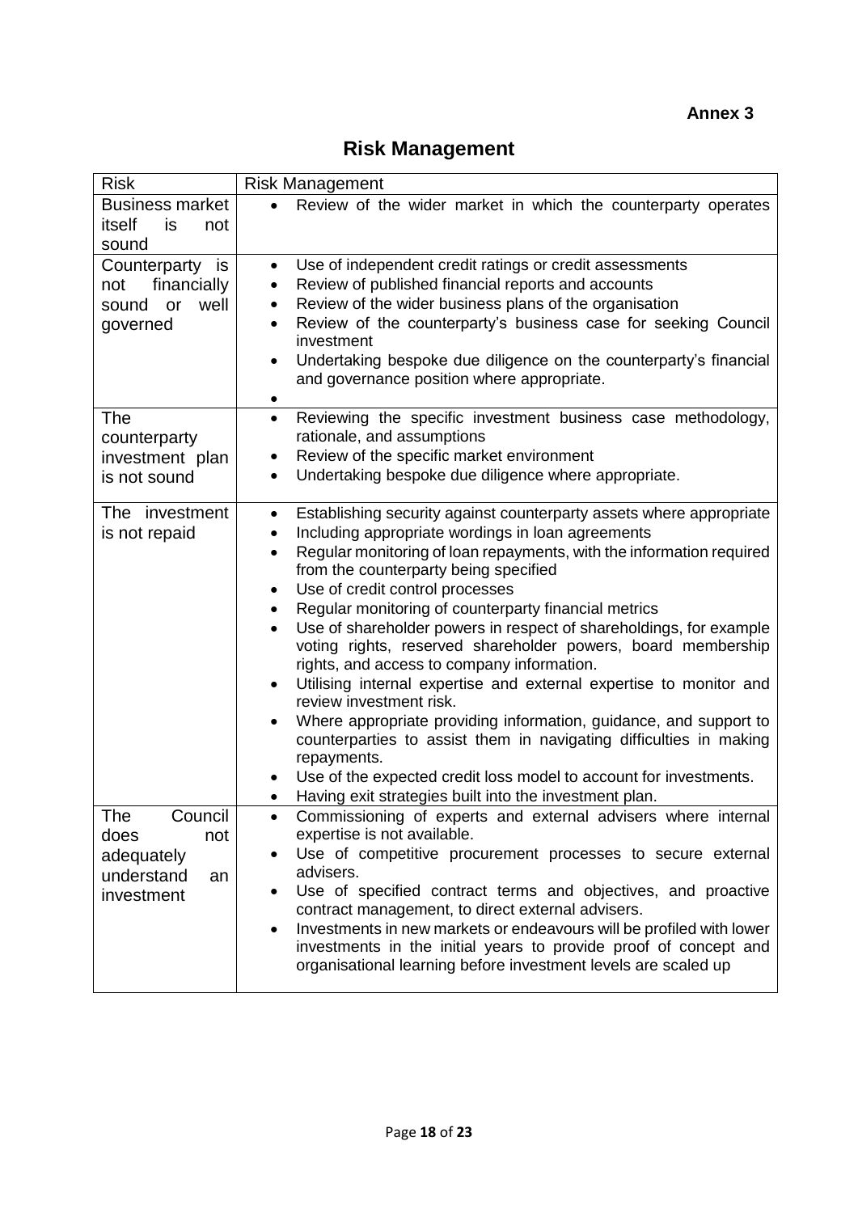**Annex 3**

# Risk Management

| Risk | Risk Management |
|---|---|
| Business market itself is not sound | • Review of the wider market in which the counterparty operates |
| Counterparty is not financially sound or well governed | • Use of independent credit ratings or credit assessments<br>• Review of published financial reports and accounts<br>• Review of the wider business plans of the organisation<br>• Review of the counterparty's business case for seeking Council investment<br>• Undertaking bespoke due diligence on the counterparty's financial and governance position where appropriate.<br>• |
| The counterparty investment plan is not sound | • Reviewing the specific investment business case methodology, rationale, and assumptions<br>• Review of the specific market environment<br>• Undertaking bespoke due diligence where appropriate. |
| The investment is not repaid | • Establishing security against counterparty assets where appropriate<br>• Including appropriate wordings in loan agreements<br>• Regular monitoring of loan repayments, with the information required from the counterparty being specified<br>• Use of credit control processes<br>• Regular monitoring of counterparty financial metrics<br>• Use of shareholder powers in respect of shareholdings, for example voting rights, reserved shareholder powers, board membership rights, and access to company information.<br>• Utilising internal expertise and external expertise to monitor and review investment risk.<br>• Where appropriate providing information, guidance, and support to counterparties to assist them in navigating difficulties in making repayments.<br>• Use of the expected credit loss model to account for investments.<br>• Having exit strategies built into the investment plan. |
| The Council does not adequately understand an investment | • Commissioning of experts and external advisers where internal expertise is not available.<br>• Use of competitive procurement processes to secure external advisers.<br>• Use of specified contract terms and objectives, and proactive contract management, to direct external advisers.<br>• Investments in new markets or endeavours will be profiled with lower investments in the initial years to provide proof of concept and organisational learning before investment levels are scaled up |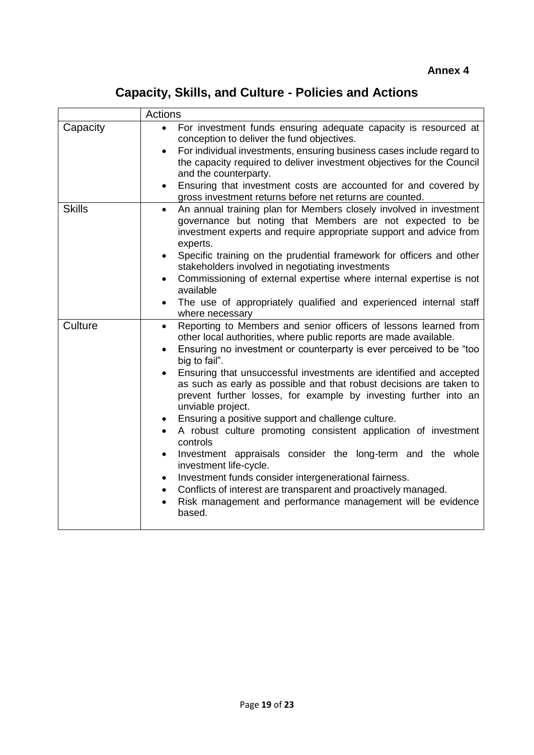**Annex 4**

# Capacity, Skills, and Culture - Policies and Actions

| | Actions |
|---|---|
| Capacity | • For investment funds ensuring adequate capacity is resourced at conception to deliver the fund objectives.<br>• For individual investments, ensuring business cases include regard to the capacity required to deliver investment objectives for the Council and the counterparty.<br>• Ensuring that investment costs are accounted for and covered by gross investment returns before net returns are counted. |
| Skills | • An annual training plan for Members closely involved in investment governance but noting that Members are not expected to be investment experts and require appropriate support and advice from experts.<br>• Specific training on the prudential framework for officers and other stakeholders involved in negotiating investments<br>• Commissioning of external expertise where internal expertise is not available<br>• The use of appropriately qualified and experienced internal staff where necessary |
| Culture | • Reporting to Members and senior officers of lessons learned from other local authorities, where public reports are made available.<br>• Ensuring no investment or counterparty is ever perceived to be "too big to fail".<br>• Ensuring that unsuccessful investments are identified and accepted as such as early as possible and that robust decisions are taken to prevent further losses, for example by investing further into an unviable project.<br>• Ensuring a positive support and challenge culture.<br>• A robust culture promoting consistent application of investment controls<br>• Investment appraisals consider the long-term and the whole investment life-cycle.<br>• Investment funds consider intergenerational fairness.<br>• Conflicts of interest are transparent and proactively managed.<br>• Risk management and performance management will be evidence based. |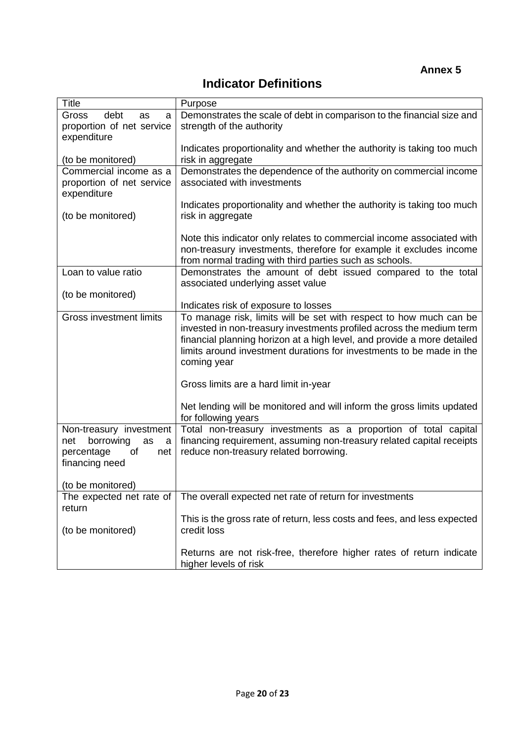**Annex 5**

# Indicator Definitions

| Title | Purpose |
|---|---|
| Gross debt as a proportion of net service expenditure<br><br>(to be monitored) | Demonstrates the scale of debt in comparison to the financial size and strength of the authority<br><br>Indicates proportionality and whether the authority is taking too much risk in aggregate |
| Commercial income as a proportion of net service expenditure<br><br>(to be monitored) | Demonstrates the dependence of the authority on commercial income associated with investments<br><br>Indicates proportionality and whether the authority is taking too much risk in aggregate<br><br>Note this indicator only relates to commercial income associated with non-treasury investments, therefore for example it excludes income from normal trading with third parties such as schools. |
| Loan to value ratio<br><br>(to be monitored) | Demonstrates the amount of debt issued compared to the total associated underlying asset value<br><br>Indicates risk of exposure to losses |
| Gross investment limits | To manage risk, limits will be set with respect to how much can be invested in non-treasury investments profiled across the medium term financial planning horizon at a high level, and provide a more detailed limits around investment durations for investments to be made in the coming year<br><br>Gross limits are a hard limit in-year<br><br>Net lending will be monitored and will inform the gross limits updated for following years |
| Non-treasury investment net borrowing as a percentage of net financing need<br><br>(to be monitored) | Total non-treasury investments as a proportion of total capital financing requirement, assuming non-treasury related capital receipts reduce non-treasury related borrowing. |
| The expected net rate of return<br><br>(to be monitored) | The overall expected net rate of return for investments<br><br>This is the gross rate of return, less costs and fees, and less expected credit loss<br><br>Returns are not risk-free, therefore higher rates of return indicate higher levels of risk |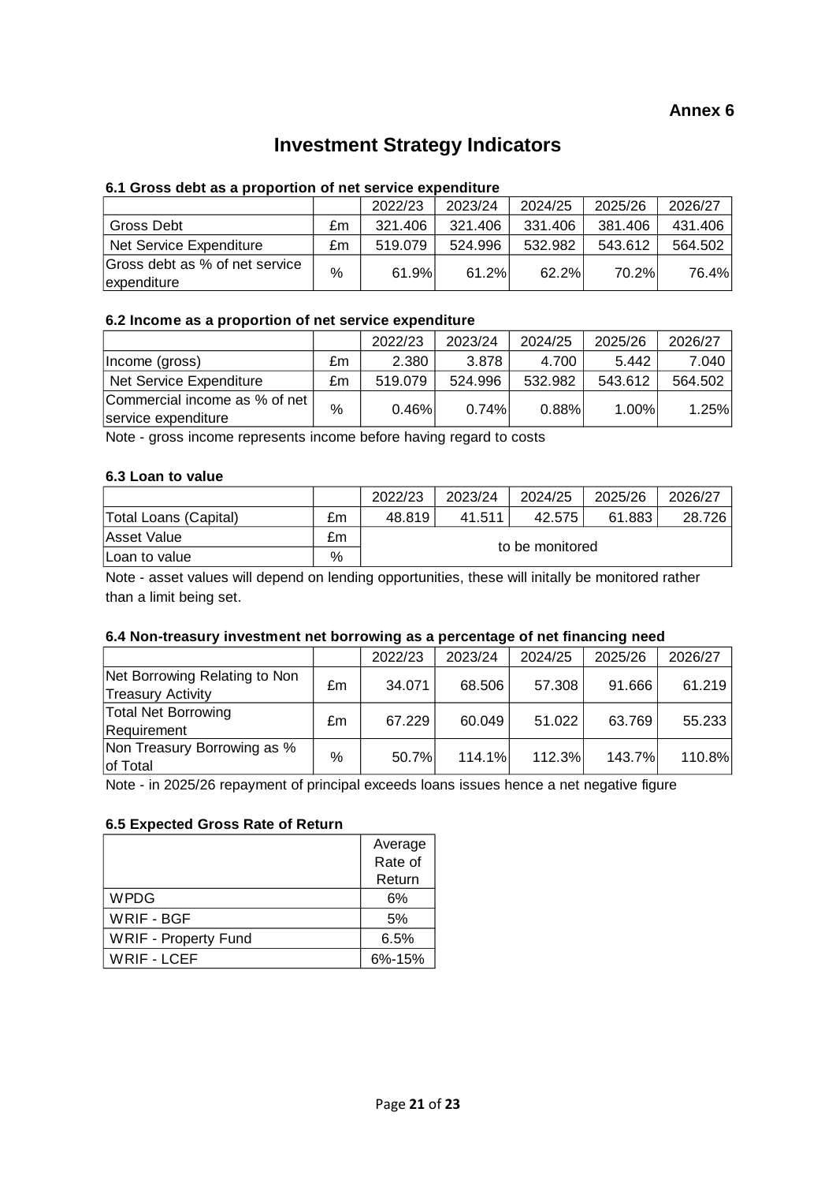**Annex 6**

# Investment Strategy Indicators

### 6.1 Gross debt as a proportion of net service expenditure

| | | 2022/23 | 2023/24 | 2024/25 | 2025/26 | 2026/27 |
|---|---|---|---|---|---|---|
| Gross Debt | £m | 321.406 | 321.406 | 331.406 | 381.406 | 431.406 |
| Net Service Expenditure | £m | 519.079 | 524.996 | 532.982 | 543.612 | 564.502 |
| Gross debt as % of net service expenditure | % | 61.9% | 61.2% | 62.2% | 70.2% | 76.4% |

### 6.2 Income as a proportion of net service expenditure

| | | 2022/23 | 2023/24 | 2024/25 | 2025/26 | 2026/27 |
|---|---|---|---|---|---|---|
| Income (gross) | £m | 2.380 | 3.878 | 4.700 | 5.442 | 7.040 |
| Net Service Expenditure | £m | 519.079 | 524.996 | 532.982 | 543.612 | 564.502 |
| Commercial income as % of net service expenditure | % | 0.46% | 0.74% | 0.88% | 1.00% | 1.25% |

Note - gross income represents income before having regard to costs

### 6.3 Loan to value

| | | 2022/23 | 2023/24 | 2024/25 | 2025/26 | 2026/27 |
|---|---|---|---|---|---|---|
| Total Loans (Capital) | £m | 48.819 | 41.511 | 42.575 | 61.883 | 28.726 |
| Asset Value | £m | to be monitored | | | | |
| Loan to value | % | | | | | |

Note - asset values will depend on lending opportunities, these will initally be monitored rather than a limit being set.

### 6.4 Non-treasury investment net borrowing as a percentage of net financing need

| | | 2022/23 | 2023/24 | 2024/25 | 2025/26 | 2026/27 |
|---|---|---|---|---|---|---|
| Net Borrowing Relating to Non Treasury Activity | £m | 34.071 | 68.506 | 57.308 | 91.666 | 61.219 |
| Total Net Borrowing Requirement | £m | 67.229 | 60.049 | 51.022 | 63.769 | 55.233 |
| Non Treasury Borrowing as % of Total | % | 50.7% | 114.1% | 112.3% | 143.7% | 110.8% |

Note - in 2025/26 repayment of principal exceeds loans issues hence a net negative figure

### 6.5 Expected Gross Rate of Return

| | Average Rate of Return |
|---|---|
| WPDG | 6% |
| WRIF - BGF | 5% |
| WRIF - Property Fund | 6.5% |
| WRIF - LCEF | 6%-15% |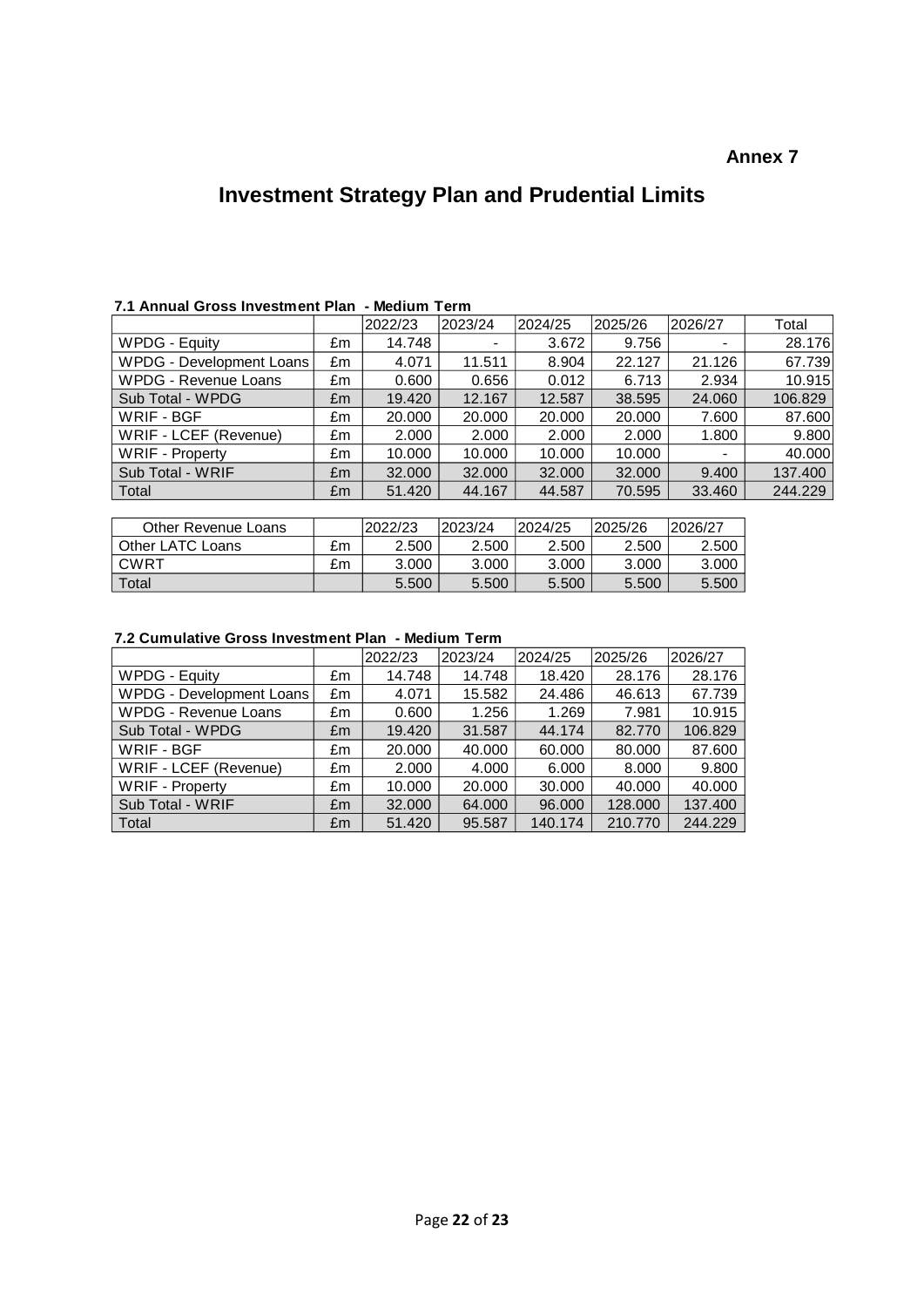**Annex 7**

# Investment Strategy Plan and Prudential Limits

**7.1 Annual Gross Investment Plan - Medium Term**

| | | 2022/23 | 2023/24 | 2024/25 | 2025/26 | 2026/27 | Total |
|---|---|---|---|---|---|---|---|
| WPDG - Equity | £m | 14.748 | - | 3.672 | 9.756 | - | 28.176 |
| WPDG - Development Loans | £m | 4.071 | 11.511 | 8.904 | 22.127 | 21.126 | 67.739 |
| WPDG - Revenue Loans | £m | 0.600 | 0.656 | 0.012 | 6.713 | 2.934 | 10.915 |
| Sub Total - WPDG | £m | 19.420 | 12.167 | 12.587 | 38.595 | 24.060 | 106.829 |
| WRIF - BGF | £m | 20.000 | 20.000 | 20.000 | 20.000 | 7.600 | 87.600 |
| WRIF - LCEF (Revenue) | £m | 2.000 | 2.000 | 2.000 | 2.000 | 1.800 | 9.800 |
| WRIF - Property | £m | 10.000 | 10.000 | 10.000 | 10.000 | - | 40.000 |
| Sub Total - WRIF | £m | 32.000 | 32.000 | 32.000 | 32.000 | 9.400 | 137.400 |
| Total | £m | 51.420 | 44.167 | 44.587 | 70.595 | 33.460 | 244.229 |

| Other Revenue Loans | | 2022/23 | 2023/24 | 2024/25 | 2025/26 | 2026/27 |
|---|---|---|---|---|---|---|
| Other LATC Loans | £m | 2.500 | 2.500 | 2.500 | 2.500 | 2.500 |
| CWRT | £m | 3.000 | 3.000 | 3.000 | 3.000 | 3.000 |
| Total | | 5.500 | 5.500 | 5.500 | 5.500 | 5.500 |

**7.2 Cumulative Gross Investment Plan - Medium Term**

| | | 2022/23 | 2023/24 | 2024/25 | 2025/26 | 2026/27 |
|---|---|---|---|---|---|---|
| WPDG - Equity | £m | 14.748 | 14.748 | 18.420 | 28.176 | 28.176 |
| WPDG - Development Loans | £m | 4.071 | 15.582 | 24.486 | 46.613 | 67.739 |
| WPDG - Revenue Loans | £m | 0.600 | 1.256 | 1.269 | 7.981 | 10.915 |
| Sub Total - WPDG | £m | 19.420 | 31.587 | 44.174 | 82.770 | 106.829 |
| WRIF - BGF | £m | 20.000 | 40.000 | 60.000 | 80.000 | 87.600 |
| WRIF - LCEF (Revenue) | £m | 2.000 | 4.000 | 6.000 | 8.000 | 9.800 |
| WRIF - Property | £m | 10.000 | 20.000 | 30.000 | 40.000 | 40.000 |
| Sub Total - WRIF | £m | 32.000 | 64.000 | 96.000 | 128.000 | 137.400 |
| Total | £m | 51.420 | 95.587 | 140.174 | 210.770 | 244.229 |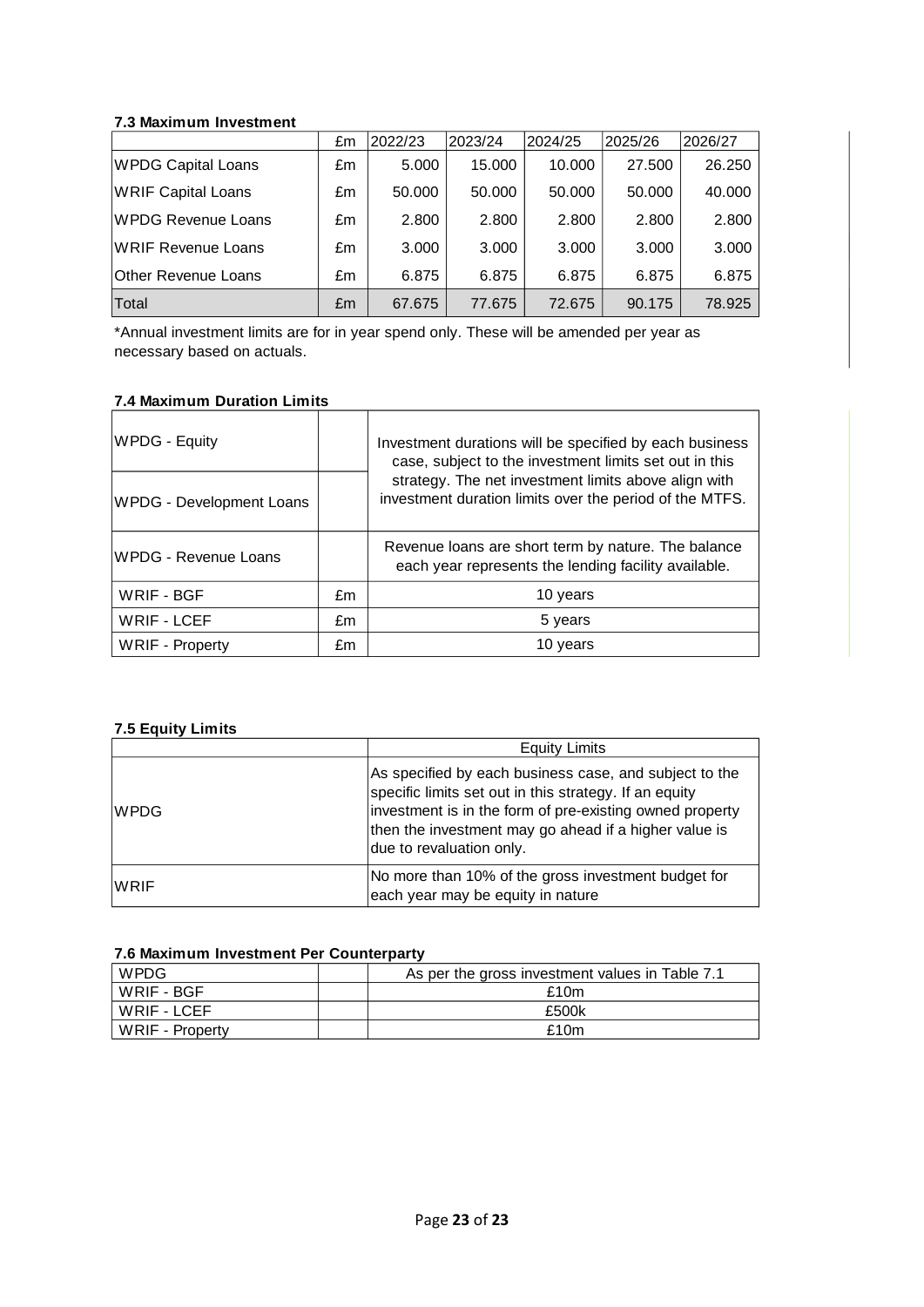#### 7.3 Maximum Investment

| | £m | 2022/23 | 2023/24 | 2024/25 | 2025/26 | 2026/27 |
|---|---|---|---|---|---|---|
| WPDG Capital Loans | £m | 5.000 | 15.000 | 10.000 | 27.500 | 26.250 |
| WRIF Capital Loans | £m | 50.000 | 50.000 | 50.000 | 50.000 | 40.000 |
| WPDG Revenue Loans | £m | 2.800 | 2.800 | 2.800 | 2.800 | 2.800 |
| WRIF Revenue Loans | £m | 3.000 | 3.000 | 3.000 | 3.000 | 3.000 |
| Other Revenue Loans | £m | 6.875 | 6.875 | 6.875 | 6.875 | 6.875 |
| Total | £m | 67.675 | 77.675 | 72.675 | 90.175 | 78.925 |

*Annual investment limits are for in year spend only. These will be amended per year as necessary based on actuals.

#### 7.4 Maximum Duration Limits

| | | |
|---|---|---|
| WPDG - Equity | | Investment durations will be specified by each business case, subject to the investment limits set out in this strategy. The net investment limits above align with investment duration limits over the period of the MTFS. |
| WPDG - Development Loans | | |
| WPDG - Revenue Loans | | Revenue loans are short term by nature. The balance each year represents the lending facility available. |
| WRIF - BGF | £m | 10 years |
| WRIF - LCEF | £m | 5 years |
| WRIF - Property | £m | 10 years |

#### 7.5 Equity Limits

| | Equity Limits |
|---|---|
| WPDG | As specified by each business case, and subject to the specific limits set out in this strategy. If an equity investment is in the form of pre-existing owned property then the investment may go ahead if a higher value is due to revaluation only. |
| WRIF | No more than 10% of the gross investment budget for each year may be equity in nature |

#### 7.6 Maximum Investment Per Counterparty

| | | |
|---|---|---|
| WPDG | | As per the gross investment values in Table 7.1 |
| WRIF - BGF | | £10m |
| WRIF - LCEF | | £500k |
| WRIF - Property | | £10m |